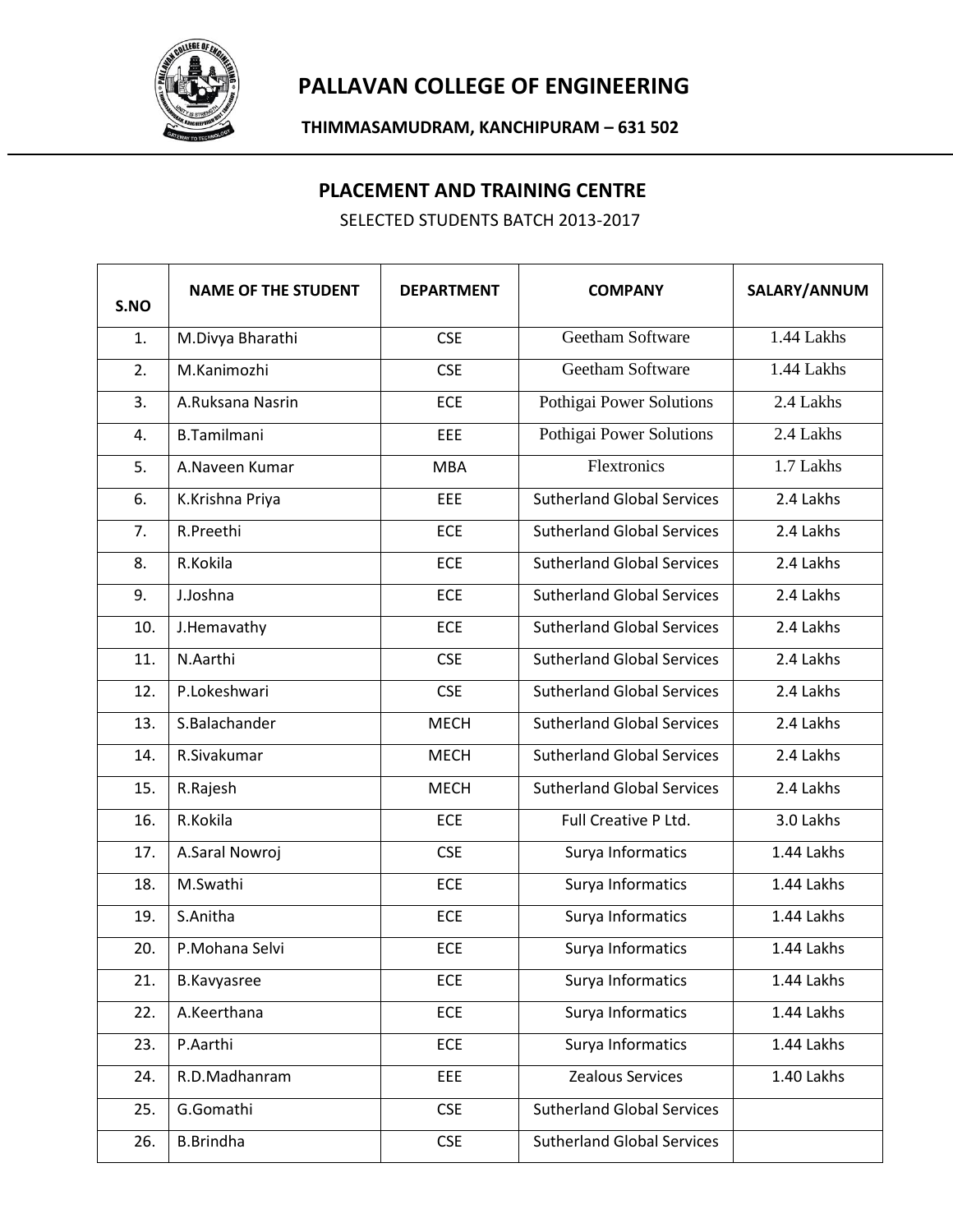# PALLAVAN COLLEGE OF ENGINEERING

**THIMMASAMUDRAM, KANCHIPURAM – 631 502**

## PLACEMENT AND TRAINING CENTRE

SELECTED STUDENTS BATCH 2013-2017

| S.NO | NAME OF THE STUDENT | DEPARTMENT | COMPANY | SALARY/ANNUM |
|---|---|---|---|---|
| 1. | M.Divya Bharathi | CSE | Geetham Software | 1.44 Lakhs |
| 2. | M.Kanimozhi | CSE | Geetham Software | 1.44 Lakhs |
| 3. | A.Ruksana Nasrin | ECE | Pothigai Power Solutions | 2.4 Lakhs |
| 4. | B.Tamilmani | EEE | Pothigai Power Solutions | 2.4 Lakhs |
| 5. | A.Naveen Kumar | MBA | Flextronics | 1.7 Lakhs |
| 6. | K.Krishna Priya | EEE | Sutherland Global Services | 2.4 Lakhs |
| 7. | R.Preethi | ECE | Sutherland Global Services | 2.4 Lakhs |
| 8. | R.Kokila | ECE | Sutherland Global Services | 2.4 Lakhs |
| 9. | J.Joshna | ECE | Sutherland Global Services | 2.4 Lakhs |
| 10. | J.Hemavathy | ECE | Sutherland Global Services | 2.4 Lakhs |
| 11. | N.Aarthi | CSE | Sutherland Global Services | 2.4 Lakhs |
| 12. | P.Lokeshwari | CSE | Sutherland Global Services | 2.4 Lakhs |
| 13. | S.Balachander | MECH | Sutherland Global Services | 2.4 Lakhs |
| 14. | R.Sivakumar | MECH | Sutherland Global Services | 2.4 Lakhs |
| 15. | R.Rajesh | MECH | Sutherland Global Services | 2.4 Lakhs |
| 16. | R.Kokila | ECE | Full Creative P Ltd. | 3.0 Lakhs |
| 17. | A.Saral Nowroj | CSE | Surya Informatics | 1.44 Lakhs |
| 18. | M.Swathi | ECE | Surya Informatics | 1.44 Lakhs |
| 19. | S.Anitha | ECE | Surya Informatics | 1.44 Lakhs |
| 20. | P.Mohana Selvi | ECE | Surya Informatics | 1.44 Lakhs |
| 21. | B.Kavyasree | ECE | Surya Informatics | 1.44 Lakhs |
| 22. | A.Keerthana | ECE | Surya Informatics | 1.44 Lakhs |
| 23. | P.Aarthi | ECE | Surya Informatics | 1.44 Lakhs |
| 24. | R.D.Madhanram | EEE | Zealous Services | 1.40 Lakhs |
| 25. | G.Gomathi | CSE | Sutherland Global Services | |
| 26. | B.Brindha | CSE | Sutherland Global Services | |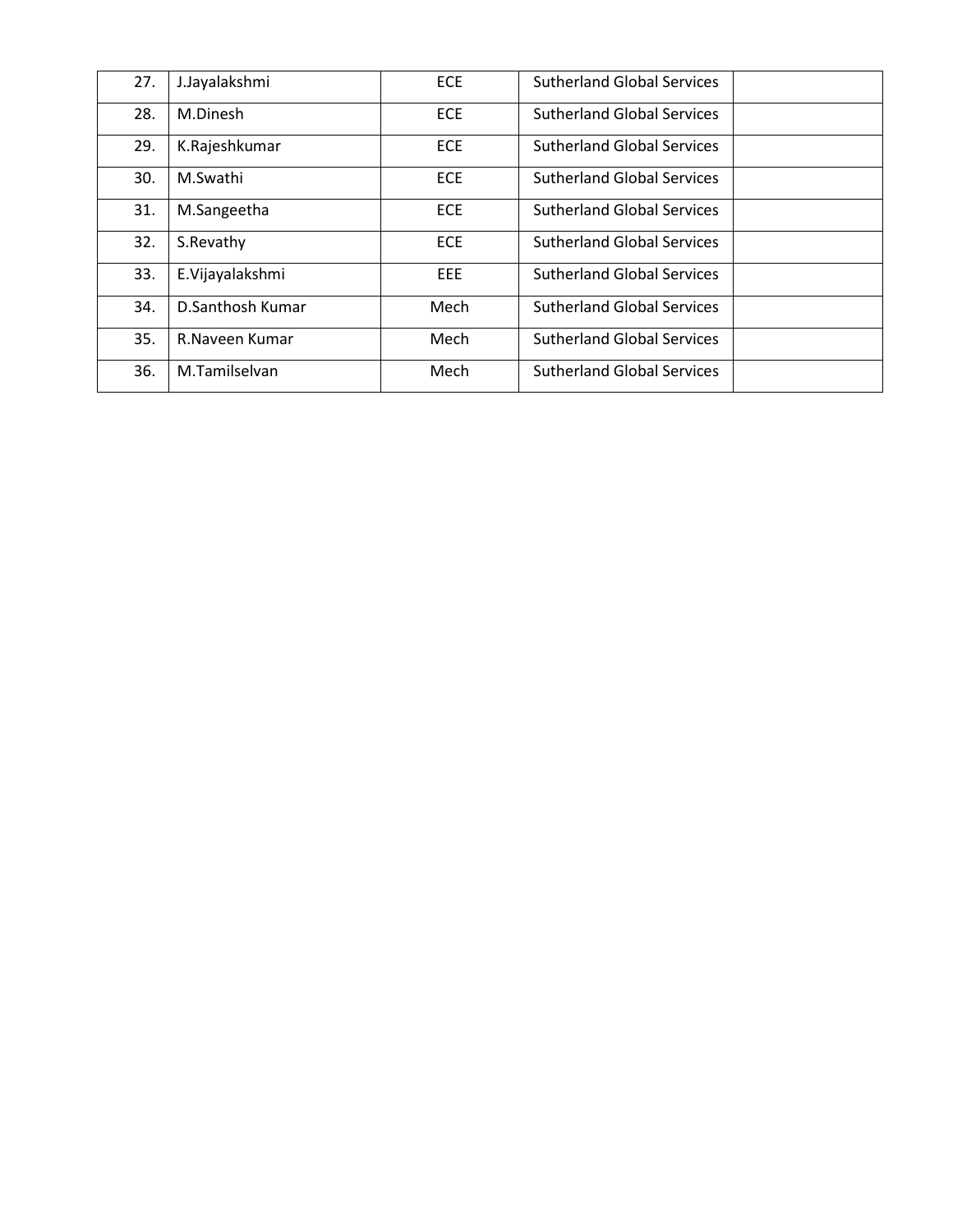| | | | | |
|---|---|---|---|---|
| 27. | J.Jayalakshmi | ECE | Sutherland Global Services | |
| 28. | M.Dinesh | ECE | Sutherland Global Services | |
| 29. | K.Rajeshkumar | ECE | Sutherland Global Services | |
| 30. | M.Swathi | ECE | Sutherland Global Services | |
| 31. | M.Sangeetha | ECE | Sutherland Global Services | |
| 32. | S.Revathy | ECE | Sutherland Global Services | |
| 33. | E.Vijayalakshmi | EEE | Sutherland Global Services | |
| 34. | D.Santhosh Kumar | Mech | Sutherland Global Services | |
| 35. | R.Naveen Kumar | Mech | Sutherland Global Services | |
| 36. | M.Tamilselvan | Mech | Sutherland Global Services | |